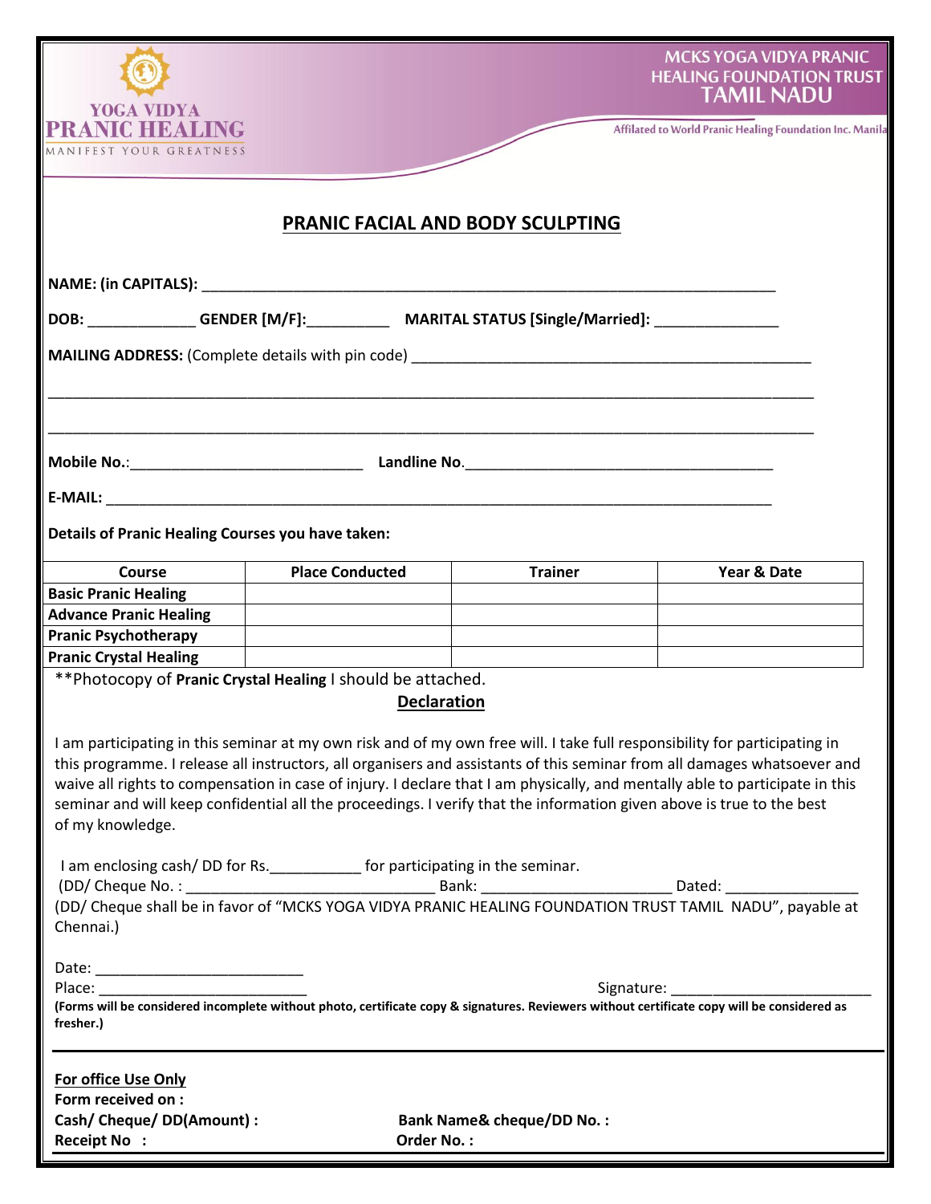YOGA VIDYA
PRANIC HEALING
MANIFEST YOUR GREATNESS

MCKS YOGA VIDYA PRANIC HEALING FOUNDATION TRUST
TAMIL NADU

Affilated to World Pranic Healing Foundation Inc. Manila

## PRANIC FACIAL AND BODY SCULPTING

**NAME: (in CAPITALS):** ______________________________________________________________________

**DOB:** ____________ **GENDER [M/F]:**__________ **MARITAL STATUS [Single/Married]:** ______________

**MAILING ADDRESS:** (Complete details with pin code) ______________________________________________

_____________________________________________________________________________________________

_____________________________________________________________________________________________

**Mobile No.:**___________________________ **Landline No.**____________________________________

**E-MAIL:** ________________________________________________________________________________

**Details of Pranic Healing Courses you have taken:**

| Course | Place Conducted | Trainer | Year & Date |
|---|---|---|---|
| **Basic Pranic Healing** | | | |
| **Advance Pranic Healing** | | | |
| **Pranic Psychotherapy** | | | |
| **Pranic Crystal Healing** | | | |

**Photocopy of **Pranic Crystal Healing** I should be attached.

**Declaration**

I am participating in this seminar at my own risk and of my own free will. I take full responsibility for participating in this programme. I release all instructors, all organisers and assistants of this seminar from all damages whatsoever and waive all rights to compensation in case of injury. I declare that I am physically, and mentally able to participate in this seminar and will keep confidential all the proceedings. I verify that the information given above is true to the best of my knowledge.

I am enclosing cash/ DD for Rs.___________ for participating in the seminar.
(DD/ Cheque No. : ______________________________ Bank: _______________________ Dated: ________________
(DD/ Cheque shall be in favor of "MCKS YOGA VIDYA PRANIC HEALING FOUNDATION TRUST TAMIL NADU", payable at Chennai.)

Date: _________________________
Place: _________________________ Signature: ________________________

**(Forms will be considered incomplete without photo, certificate copy & signatures. Reviewers without certificate copy will be considered as fresher.)**

---

**For office Use Only**
**Form received on :**
**Cash/ Cheque/ DD(Amount) :** **Bank Name& cheque/DD No. :**
**Receipt No :** **Order No. :**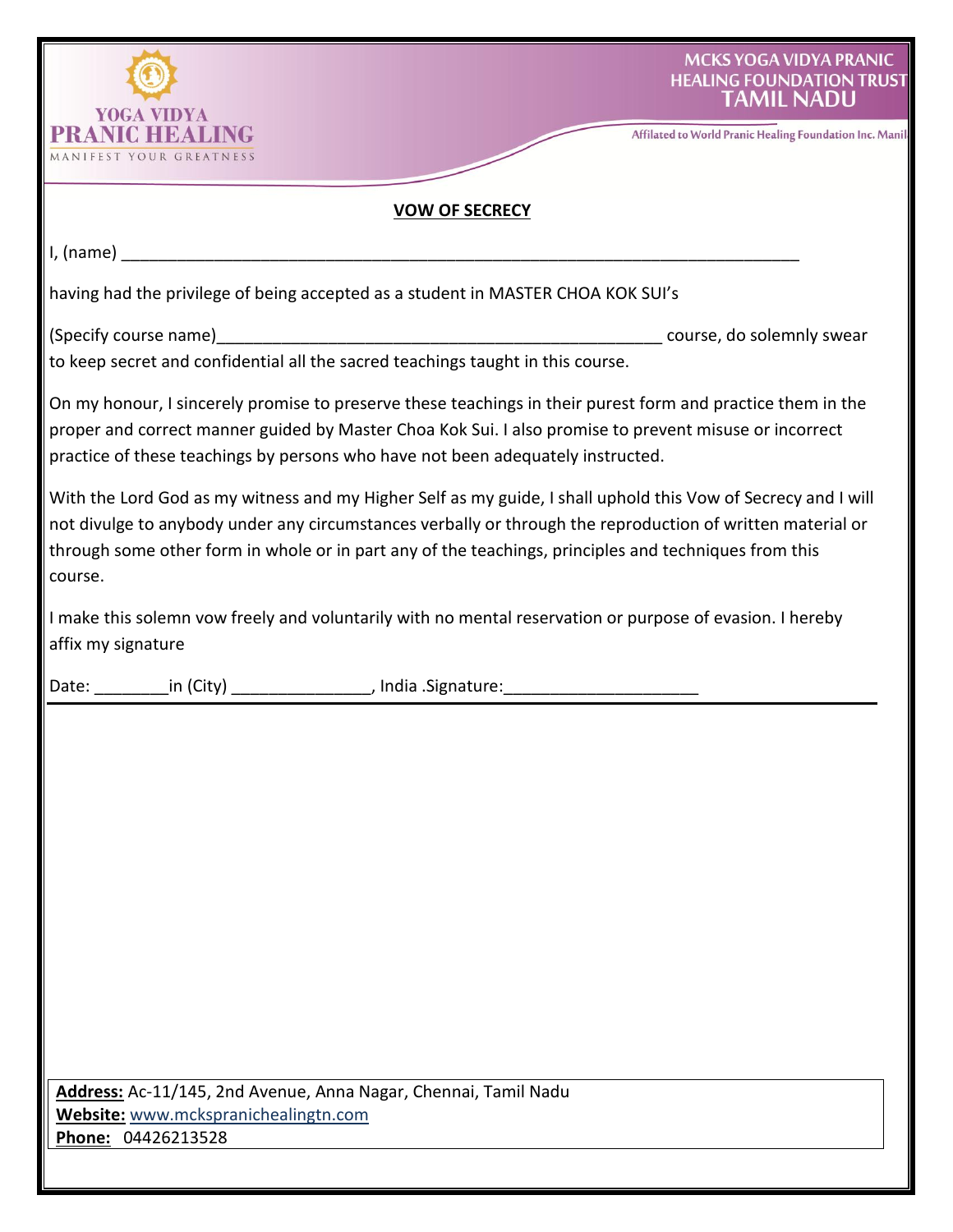YOGA VIDYA
PRANIC HEALING
MANIFEST YOUR GREATNESS

MCKS YOGA VIDYA PRANIC HEALING FOUNDATION TRUST
TAMIL NADU

Affilated to World Pranic Healing Foundation Inc. Manil

**VOW OF SECRECY**

I, (name) ___________________________________________________________________________

having had the privilege of being accepted as a student in MASTER CHOA KOK SUI's

(Specify course name)_________________________________________________ course, do solemnly swear to keep secret and confidential all the sacred teachings taught in this course.

On my honour, I sincerely promise to preserve these teachings in their purest form and practice them in the proper and correct manner guided by Master Choa Kok Sui. I also promise to prevent misuse or incorrect practice of these teachings by persons who have not been adequately instructed.

With the Lord God as my witness and my Higher Self as my guide, I shall uphold this Vow of Secrecy and I will not divulge to anybody under any circumstances verbally or through the reproduction of written material or through some other form in whole or in part any of the teachings, principles and techniques from this course.

I make this solemn vow freely and voluntarily with no mental reservation or purpose of evasion. I hereby affix my signature

Date: ________in (City) _______________, India .Signature:____________________

**Address:** Ac-11/145, 2nd Avenue, Anna Nagar, Chennai, Tamil Nadu
**Website:** www.mckspranichealingtn.com
**Phone:** 04426213528